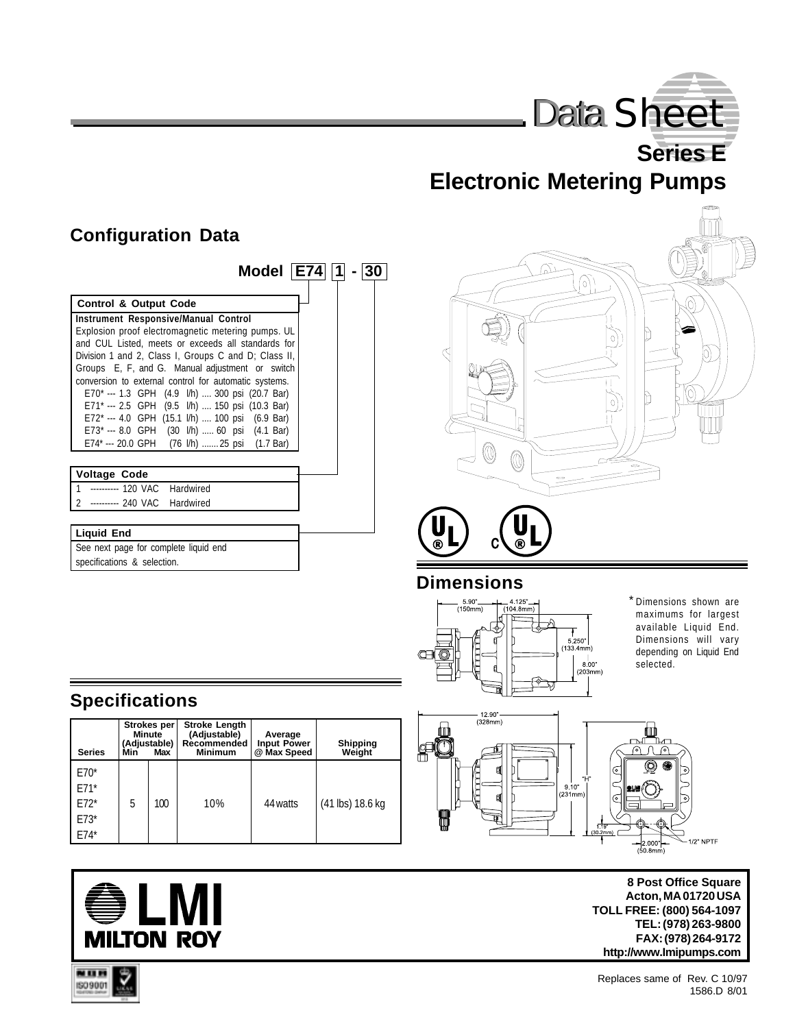# Data Sheet

## Series E
## Electronic Metering Pumps

## Configuration Data

**Model** E74 | 1 - | 30

**Control & Output Code**

**Instrument Responsive/Manual Control**

Explosion proof electromagnetic metering pumps. UL and CUL Listed, meets or exceeds all standards for Division 1 and 2, Class I, Groups C and D; Class II, Groups E, F, and G. Manual adjustment or switch conversion to external control for automatic systems.

- E70* --- 1.3 GPH (4.9 l/h) .... 300 psi (20.7 Bar)
- E71* --- 2.5 GPH (9.5 l/h) .... 150 psi (10.3 Bar)
- E72* --- 4.0 GPH (15.1 l/h) .... 100 psi (6.9 Bar)
- E73* --- 8.0 GPH (30 l/h) ..... 60 psi (4.1 Bar)
- E74* --- 20.0 GPH (76 l/h) ....... 25 psi (1.7 Bar)

**Voltage Code**

- 1 ---------- 120 VAC Hardwired
- 2 ---------- 240 VAC Hardwired

**Liquid End**

See next page for complete liquid end specifications & selection.

## Dimensions

*Dimensions shown are maximums for largest available Liquid End. Dimensions will vary depending on Liquid End selected.

5.90" (150mm) — 4.125" (104.8mm) — 5.250" (133.4mm) — 8.00" (203mm) — 12.90" (328mm) — 9.10" (231mm) — "H" — 1.19" (30.2mm) — 2.000" (50.8mm) — 1/2" NPTF

## Specifications

| Series | Strokes per Minute (Adjustable) Min | Max | Stroke Length (Adjustable) Recommended Minimum | Average Input Power @ Max Speed | Shipping Weight |
|---|---|---|---|---|---|
| E70* E71* E72* E73* E74* | 5 | 100 | 10% | 44 watts | (41 lbs) 18.6 kg |

**LMI MILTON ROY**

8 Post Office Square
Acton, MA 01720 USA
TOLL FREE: (800) 564-1097
TEL: (978) 263-9800
FAX: (978) 264-9172
http://www.lmipumps.com

Replaces same of Rev. C 10/97
1586.D 8/01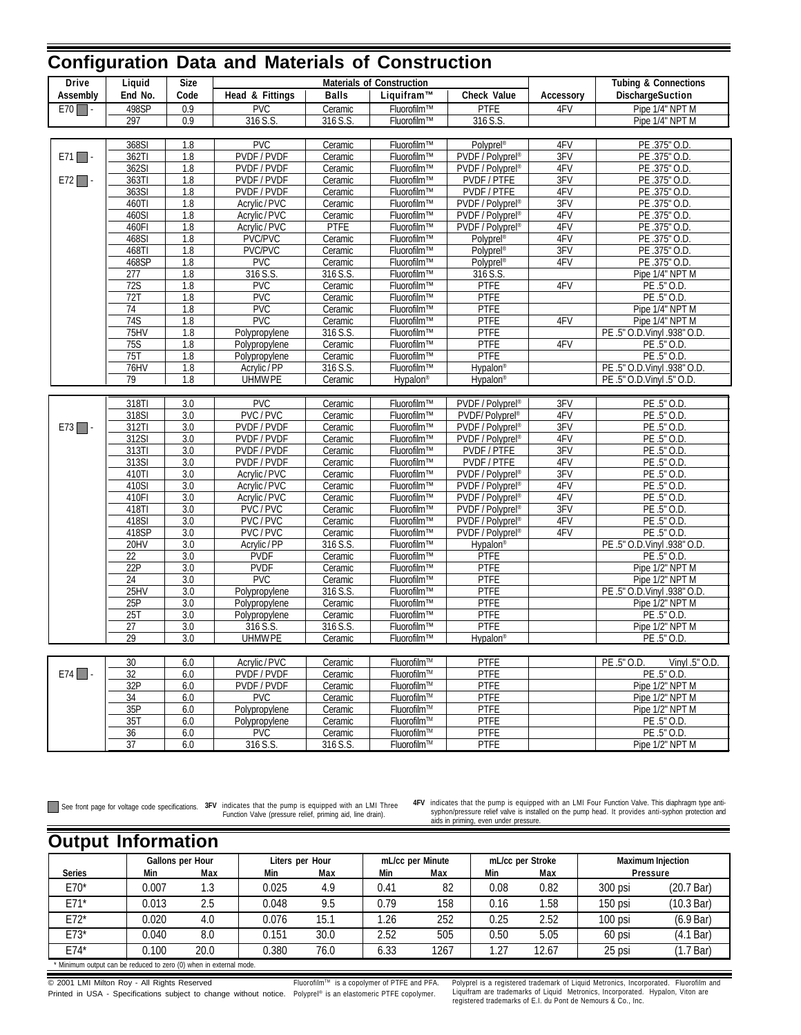## Configuration Data and Materials of Construction

| Drive Assembly | Liquid End No. | Size Code | Materials of Construction | | | | Accessory | Tubing & Connections |
|---|---|---|---|---|---|---|---|---|
| | | | Head & Fittings | Balls | Liquifram™ | Check Value | | DischargeSuction |
| E70 ▢ - | 498SP | 0.9 | PVC | Ceramic | Fluorofilm™ | PTFE | 4FV | Pipe 1/4" NPT M |
| | 297 | 0.9 | 316 S.S. | 316 S.S. | Fluorofilm™ | 316 S.S. | | Pipe 1/4" NPT M |
| | 368SI | 1.8 | PVC | Ceramic | Fluorofilm™ | Polyprel® | 4FV | PE .375" O.D. |
| E71 ▢ - | 362TI | 1.8 | PVDF / PVDF | Ceramic | Fluorofilm™ | PVDF / Polyprel® | 3FV | PE .375" O.D. |
| | 362SI | 1.8 | PVDF / PVDF | Ceramic | Fluorofilm™ | PVDF / Polyprel® | 4FV | PE .375" O.D. |
| E72 ▢ - | 363TI | 1.8 | PVDF / PVDF | Ceramic | Fluorofilm™ | PVDF / PTFE | 3FV | PE .375" O.D. |
| | 363SI | 1.8 | PVDF / PVDF | Ceramic | Fluorofilm™ | PVDF / PTFE | 4FV | PE .375" O.D. |
| | 460TI | 1.8 | Acrylic / PVC | Ceramic | Fluorofilm™ | PVDF / Polyprel® | 3FV | PE .375" O.D. |
| | 460SI | 1.8 | Acrylic / PVC | Ceramic | Fluorofilm™ | PVDF / Polyprel® | 4FV | PE .375" O.D. |
| | 460FI | 1.8 | Acrylic / PVC | PTFE | Fluorofilm™ | PVDF / Polyprel® | 4FV | PE .375" O.D. |
| | 468SI | 1.8 | PVC/PVC | Ceramic | Fluorofilm™ | Polyprel® | 4FV | PE .375" O.D. |
| | 468TI | 1.8 | PVC/PVC | Ceramic | Fluorofilm™ | Polyprel® | 3FV | PE .375" O.D. |
| | 468SP | 1.8 | PVC | Ceramic | Fluorofilm™ | Polyprel® | 4FV | PE .375" O.D. |
| | 277 | 1.8 | 316 S.S. | 316 S.S. | Fluorofilm™ | 316 S.S. | | Pipe 1/4" NPT M |
| | 72S | 1.8 | PVC | Ceramic | Fluorofilm™ | PTFE | 4FV | PE .5" O.D. |
| | 72T | 1.8 | PVC | Ceramic | Fluorofilm™ | PTFE | | PE .5" O.D. |
| | 74 | 1.8 | PVC | Ceramic | Fluorofilm™ | PTFE | | Pipe 1/4" NPT M |
| | 74S | 1.8 | PVC | Ceramic | Fluorofilm™ | PTFE | 4FV | Pipe 1/4" NPT M |
| | 75HV | 1.8 | Polypropylene | 316 S.S. | Fluorofilm™ | PTFE | | PE .5" O.D.Vinyl .938" O.D. |
| | 75S | 1.8 | Polypropylene | Ceramic | Fluorofilm™ | PTFE | 4FV | PE .5" O.D. |
| | 75T | 1.8 | Polypropylene | Ceramic | Fluorofilm™ | PTFE | | PE .5" O.D. |
| | 76HV | 1.8 | Acrylic / PP | 316 S.S. | Fluorofilm™ | Hypalon® | | PE .5" O.D.Vinyl .938" O.D. |
| | 79 | 1.8 | UHMWPE | Ceramic | Hypalon® | Hypalon® | | PE .5" O.D.Vinyl .5" O.D. |
| | 318TI | 3.0 | PVC | Ceramic | Fluorofilm™ | PVDF / Polyprel® | 3FV | PE .5" O.D. |
| | 318SI | 3.0 | PVC / PVC | Ceramic | Fluorofilm™ | PVDF/ Polyprel® | 4FV | PE .5" O.D. |
| E73 ▢ - | 312TI | 3.0 | PVDF / PVDF | Ceramic | Fluorofilm™ | PVDF / Polyprel® | 3FV | PE .5" O.D. |
| | 312SI | 3.0 | PVDF / PVDF | Ceramic | Fluorofilm™ | PVDF / Polyprel® | 4FV | PE .5" O.D. |
| | 313TI | 3.0 | PVDF / PVDF | Ceramic | Fluorofilm™ | PVDF / PTFE | 3FV | PE .5" O.D. |
| | 313SI | 3.0 | PVDF / PVDF | Ceramic | Fluorofilm™ | PVDF / PTFE | 4FV | PE .5" O.D. |
| | 410TI | 3.0 | Acrylic / PVC | Ceramic | Fluorofilm™ | PVDF / Polyprel® | 3FV | PE .5" O.D. |
| | 410SI | 3.0 | Acrylic / PVC | Ceramic | Fluorofilm™ | PVDF / Polyprel® | 4FV | PE .5" O.D. |
| | 410FI | 3.0 | Acrylic / PVC | Ceramic | Fluorofilm™ | PVDF / Polyprel® | 4FV | PE .5" O.D. |
| | 418TI | 3.0 | PVC / PVC | Ceramic | Fluorofilm™ | PVDF / Polyprel® | 3FV | PE .5" O.D. |
| | 418SI | 3.0 | PVC / PVC | Ceramic | Fluorofilm™ | PVDF / Polyprel® | 4FV | PE .5" O.D. |
| | 418SP | 3.0 | PVC / PVC | Ceramic | Fluorofilm™ | PVDF / Polyprel® | 4FV | PE .5" O.D. |
| | 20HV | 3.0 | Acrylic / PP | 316 S.S. | Fluorofilm™ | Hypalon® | | PE .5" O.D.Vinyl .938" O.D. |
| | 22 | 3.0 | PVDF | Ceramic | Fluorofilm™ | PTFE | | PE .5" O.D. |
| | 22P | 3.0 | PVDF | Ceramic | Fluorofilm™ | PTFE | | Pipe 1/2" NPT M |
| | 24 | 3.0 | PVC | Ceramic | Fluorofilm™ | PTFE | | Pipe 1/2" NPT M |
| | 25HV | 3.0 | Polypropylene | 316 S.S. | Fluorofilm™ | PTFE | | PE .5" O.D.Vinyl .938" O.D. |
| | 25P | 3.0 | Polypropylene | Ceramic | Fluorofilm™ | PTFE | | Pipe 1/2" NPT M |
| | 25T | 3.0 | Polypropylene | Ceramic | Fluorofilm™ | PTFE | | PE .5" O.D. |
| | 27 | 3.0 | 316 S.S. | 316 S.S. | Fluorofilm™ | PTFE | | Pipe 1/2" NPT M |
| | 29 | 3.0 | UHMWPE | Ceramic | Fluorofilm™ | Hypalon® | | PE .5" O.D. |
| | 30 | 6.0 | Acrylic / PVC | Ceramic | Fluorofilm™ | PTFE | | PE .5" O.D. Vinyl .5" O.D. |
| E74 ▢ - | 32 | 6.0 | PVDF / PVDF | Ceramic | Fluorofilm™ | PTFE | | PE .5" O.D. |
| | 32P | 6.0 | PVDF / PVDF | Ceramic | Fluorofilm™ | PTFE | | Pipe 1/2" NPT M |
| | 34 | 6.0 | PVC | Ceramic | Fluorofilm™ | PTFE | | Pipe 1/2" NPT M |
| | 35P | 6.0 | Polypropylene | Ceramic | Fluorofilm™ | PTFE | | Pipe 1/2" NPT M |
| | 35T | 6.0 | Polypropylene | Ceramic | Fluorofilm™ | PTFE | | PE .5" O.D. |
| | 36 | 6.0 | PVC | Ceramic | Fluorofilm™ | PTFE | | PE .5" O.D. |
| | 37 | 6.0 | 316 S.S. | 316 S.S. | Fluorofilm™ | PTFE | | Pipe 1/2" NPT M |

▢ See front page for voltage code specifications. **3FV** indicates that the pump is equipped with an LMI Three Function Valve (pressure relief, priming aid, line drain).

**4FV** indicates that the pump is equipped with an LMI Four Function Valve. This diaphragm type anti-syphon/pressure relief valve is installed on the pump head. It provides anti-syphon protection and aids in priming, even under pressure.

## Output Information

| Series | Gallons per Hour | | Liters per Hour | | mL/cc per Minute | | mL/cc per Stroke | | Maximum Injection Pressure | |
|---|---|---|---|---|---|---|---|---|---|---|
| | Min | Max | Min | Max | Min | Max | Min | Max | | |
| E70* | 0.007 | 1.3 | 0.025 | 4.9 | 0.41 | 82 | 0.08 | 0.82 | 300 psi | (20.7 Bar) |
| E71* | 0.013 | 2.5 | 0.048 | 9.5 | 0.79 | 158 | 0.16 | 1.58 | 150 psi | (10.3 Bar) |
| E72* | 0.020 | 4.0 | 0.076 | 15.1 | 1.26 | 252 | 0.25 | 2.52 | 100 psi | (6.9 Bar) |
| E73* | 0.040 | 8.0 | 0.151 | 30.0 | 2.52 | 505 | 0.50 | 5.05 | 60 psi | (4.1 Bar) |
| E74* | 0.100 | 20.0 | 0.380 | 76.0 | 6.33 | 1267 | 1.27 | 12.67 | 25 psi | (1.7 Bar) |

\* Minimum output can be reduced to zero (0) when in external mode.

© 2001 LMI Milton Roy - All Rights Reserved
Printed in USA - Specifications subject to change without notice.

Fluorofilm™ is a copolymer of PTFE and PFA. Polyprel® is an elastomeric PTFE copolymer.

Polyprel is a registered trademark of Liquid Metronics, Incorporated. Fluorofilm and Liquifram are trademarks of Liquid Metronics, Incorporated. Hypalon, Viton are registered trademarks of E.I. du Pont de Nemours & Co., Inc.